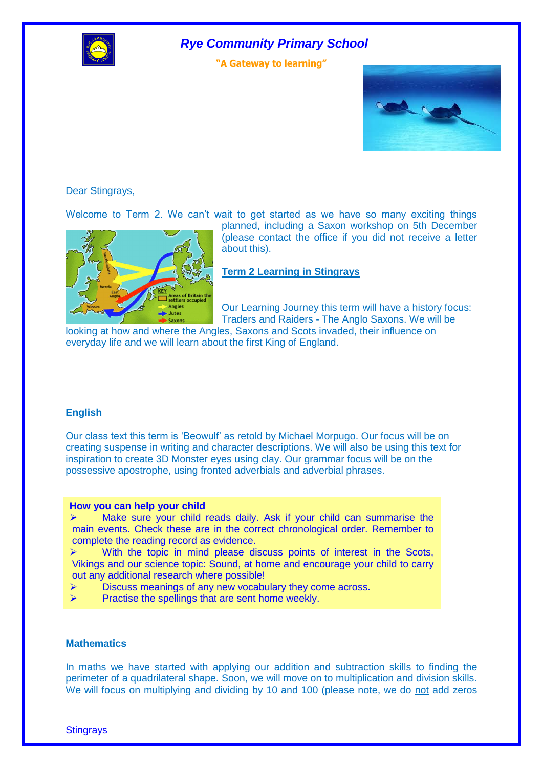# *Rye Community Primary School*

**"A Gateway to learning"**

Dear Stingrays,

Welcome to Term 2. We can't wait to get started as we have so many exciting things planned, including a Saxon workshop on 5th December (please contact the office if you did not receive a letter about this).

## Term 2 Learning in Stingrays

Our Learning Journey this term will have a history focus: Traders and Raiders - The Anglo Saxons. We will be looking at how and where the Angles, Saxons and Scots invaded, their influence on everyday life and we will learn about the first King of England.

### English

Our class text this term is 'Beowulf' as retold by Michael Morpugo. Our focus will be on creating suspense in writing and character descriptions. We will also be using this text for inspiration to create 3D Monster eyes using clay. Our grammar focus will be on the possessive apostrophe, using fronted adverbials and adverbial phrases.

**How you can help your child**

- Make sure your child reads daily. Ask if your child can summarise the main events. Check these are in the correct chronological order. Remember to complete the reading record as evidence.
- With the topic in mind please discuss points of interest in the Scots, Vikings and our science topic: Sound, at home and encourage your child to carry out any additional research where possible!
- Discuss meanings of any new vocabulary they come across.
- Practise the spellings that are sent home weekly.

### Mathematics

In maths we have started with applying our addition and subtraction skills to finding the perimeter of a quadrilateral shape. Soon, we will move on to multiplication and division skills. We will focus on multiplying and dividing by 10 and 100 (please note, we do not add zeros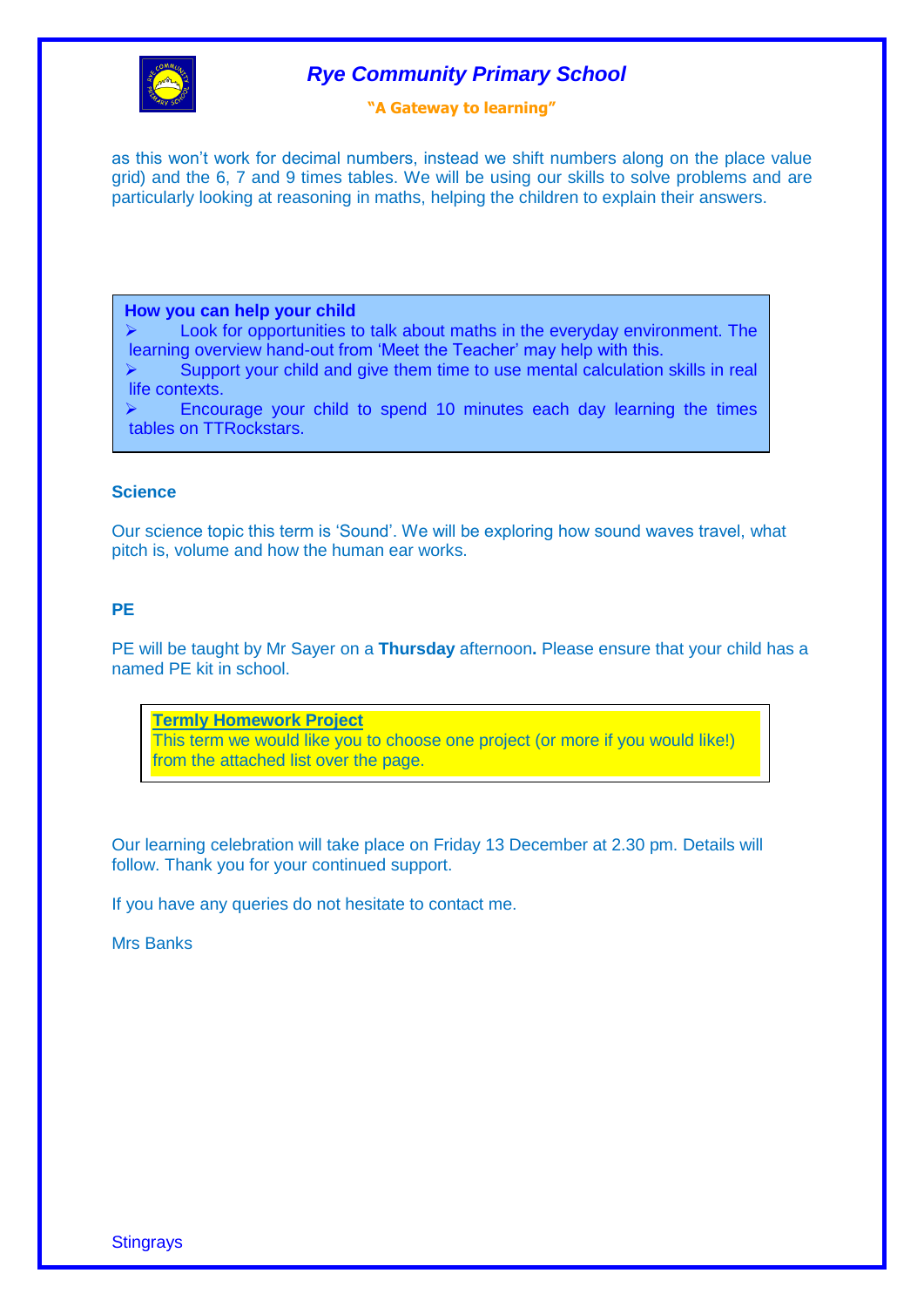as this won't work for decimal numbers, instead we shift numbers along on the place value grid) and the 6, 7 and 9 times tables. We will be using our skills to solve problems and are particularly looking at reasoning in maths, helping the children to explain their answers.

**How you can help your child**

- Look for opportunities to talk about maths in the everyday environment. The learning overview hand-out from 'Meet the Teacher' may help with this.
- Support your child and give them time to use mental calculation skills in real life contexts.
- Encourage your child to spend 10 minutes each day learning the times tables on TTRockstars.

**Science**

Our science topic this term is 'Sound'. We will be exploring how sound waves travel, what pitch is, volume and how the human ear works.

**PE**

PE will be taught by Mr Sayer on a **Thursday** afternoon**.** Please ensure that your child has a named PE kit in school.

**Termly Homework Project**

This term we would like you to choose one project (or more if you would like!) from the attached list over the page.

Our learning celebration will take place on Friday 13 December at 2.30 pm. Details will follow. Thank you for your continued support.

If you have any queries do not hesitate to contact me.

Mrs Banks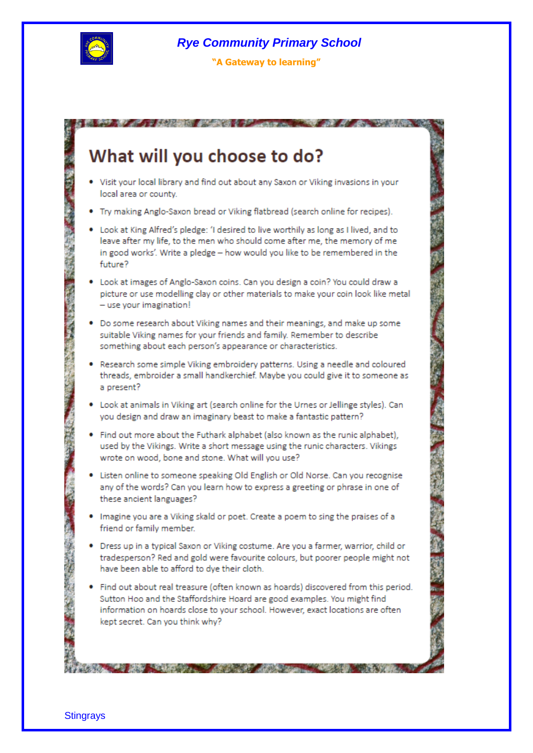## What will you choose to do?

- Visit your local library and find out about any Saxon or Viking invasions in your local area or county.
- Try making Anglo-Saxon bread or Viking flatbread (search online for recipes).
- Look at King Alfred's pledge: 'I desired to live worthily as long as I lived, and to leave after my life, to the men who should come after me, the memory of me in good works'. Write a pledge – how would you like to be remembered in the future?
- Look at images of Anglo-Saxon coins. Can you design a coin? You could draw a picture or use modelling clay or other materials to make your coin look like metal – use your imagination!
- Do some research about Viking names and their meanings, and make up some suitable Viking names for your friends and family. Remember to describe something about each person's appearance or characteristics.
- Research some simple Viking embroidery patterns. Using a needle and coloured threads, embroider a small handkerchief. Maybe you could give it to someone as a present?
- Look at animals in Viking art (search online for the Urnes or Jellinge styles). Can you design and draw an imaginary beast to make a fantastic pattern?
- Find out more about the Futhark alphabet (also known as the runic alphabet), used by the Vikings. Write a short message using the runic characters. Vikings wrote on wood, bone and stone. What will you use?
- Listen online to someone speaking Old English or Old Norse. Can you recognise any of the words? Can you learn how to express a greeting or phrase in one of these ancient languages?
- Imagine you are a Viking skald or poet. Create a poem to sing the praises of a friend or family member.
- Dress up in a typical Saxon or Viking costume. Are you a farmer, warrior, child or tradesperson? Red and gold were favourite colours, but poorer people might not have been able to afford to dye their cloth.
- Find out about real treasure (often known as hoards) discovered from this period. Sutton Hoo and the Staffordshire Hoard are good examples. You might find information on hoards close to your school. However, exact locations are often kept secret. Can you think why?